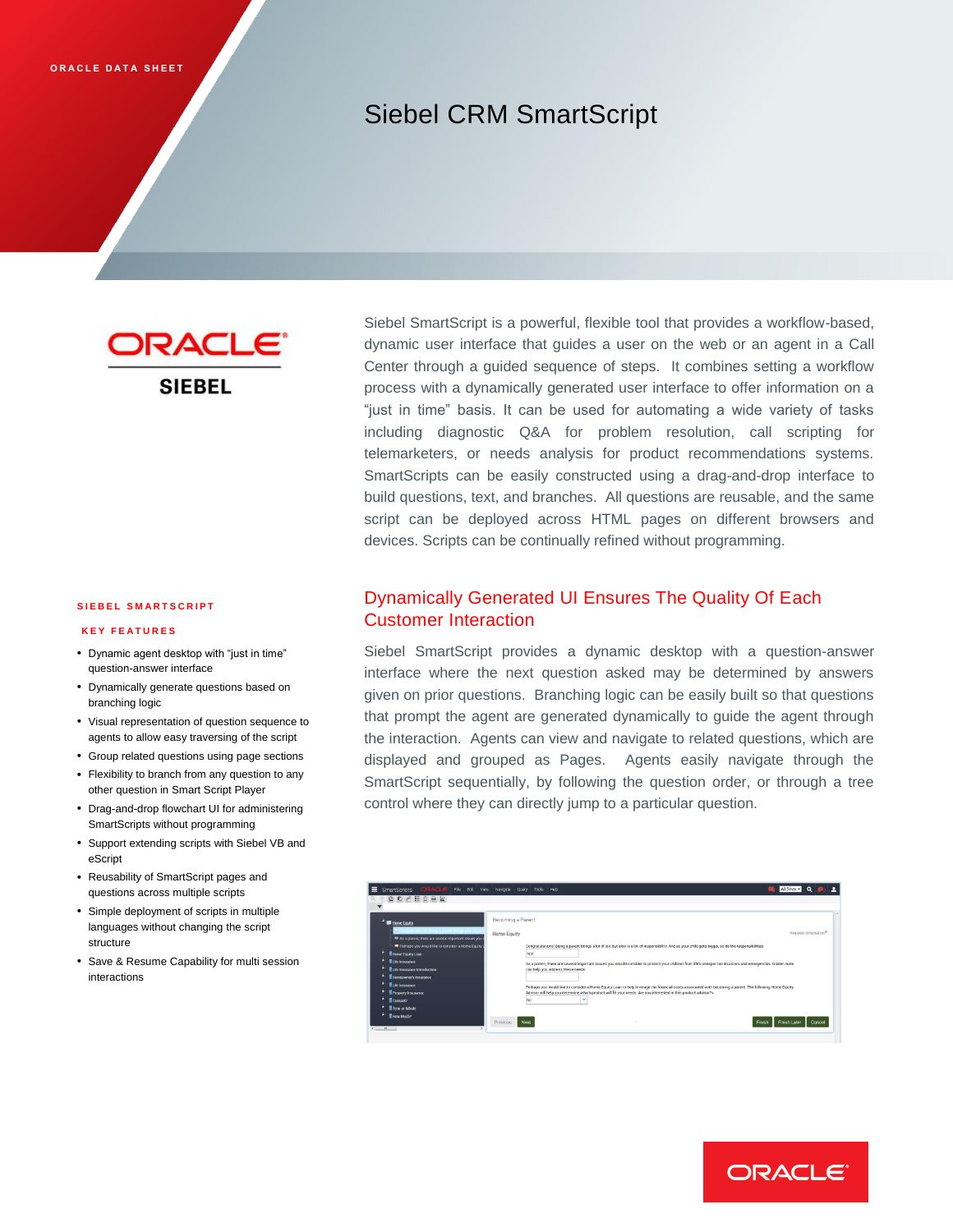ORACLE DATA SHEET

# Siebel CRM SmartScript

ORACLE SIEBEL

Siebel SmartScript is a powerful, flexible tool that provides a workflow-based, dynamic user interface that guides a user on the web or an agent in a Call Center through a guided sequence of steps. It combines setting a workflow process with a dynamically generated user interface to offer information on a "just in time" basis. It can be used for automating a wide variety of tasks including diagnostic Q&A for problem resolution, call scripting for telemarketers, or needs analysis for product recommendations systems. SmartScripts can be easily constructed using a drag-and-drop interface to build questions, text, and branches. All questions are reusable, and the same script can be deployed across HTML pages on different browsers and devices. Scripts can be continually refined without programming.

**SIEBEL SMARTSCRIPT**

**KEY FEATURES**

- Dynamic agent desktop with "just in time" question-answer interface
- Dynamically generate questions based on branching logic
- Visual representation of question sequence to agents to allow easy traversing of the script
- Group related questions using page sections
- Flexibility to branch from any question to any other question in Smart Script Player
- Drag-and-drop flowchart UI for administering SmartScripts without programming
- Support extending scripts with Siebel VB and eScript
- Reusability of SmartScript pages and questions across multiple scripts
- Simple deployment of scripts in multiple languages without changing the script structure
- Save & Resume Capability for multi session interactions

## Dynamically Generated UI Ensures The Quality Of Each Customer Interaction

Siebel SmartScript provides a dynamic desktop with a question-answer interface where the next question asked may be determined by answers given on prior questions. Branching logic can be easily built so that questions that prompt the agent are generated dynamically to guide the agent through the interaction. Agents can view and navigate to related questions, which are displayed and grouped as Pages. Agents easily navigate through the SmartScript sequentially, by following the question order, or through a tree control where they can directly jump to a particular question.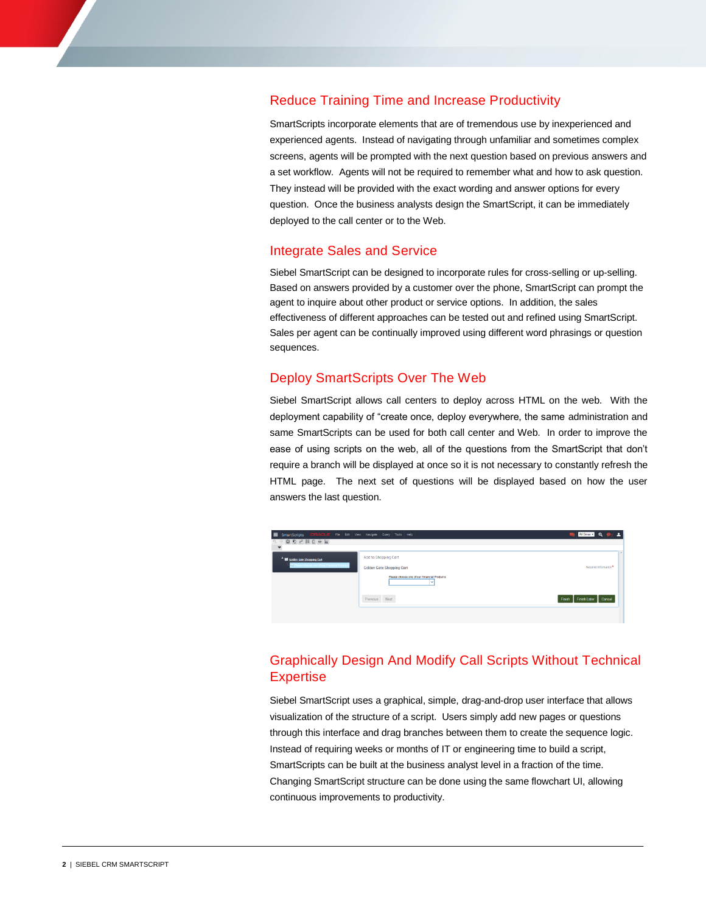## Reduce Training Time and Increase Productivity

SmartScripts incorporate elements that are of tremendous use by inexperienced and experienced agents. Instead of navigating through unfamiliar and sometimes complex screens, agents will be prompted with the next question based on previous answers and a set workflow. Agents will not be required to remember what and how to ask question. They instead will be provided with the exact wording and answer options for every question. Once the business analysts design the SmartScript, it can be immediately deployed to the call center or to the Web.

## Integrate Sales and Service

Siebel SmartScript can be designed to incorporate rules for cross-selling or up-selling. Based on answers provided by a customer over the phone, SmartScript can prompt the agent to inquire about other product or service options. In addition, the sales effectiveness of different approaches can be tested out and refined using SmartScript. Sales per agent can be continually improved using different word phrasings or question sequences.

## Deploy SmartScripts Over The Web

Siebel SmartScript allows call centers to deploy across HTML on the web. With the deployment capability of "create once, deploy everywhere, the same administration and same SmartScripts can be used for both call center and Web. In order to improve the ease of using scripts on the web, all of the questions from the SmartScript that don't require a branch will be displayed at once so it is not necessary to constantly refresh the HTML page. The next set of questions will be displayed based on how the user answers the last question.

## Graphically Design And Modify Call Scripts Without Technical Expertise

Siebel SmartScript uses a graphical, simple, drag-and-drop user interface that allows visualization of the structure of a script. Users simply add new pages or questions through this interface and drag branches between them to create the sequence logic. Instead of requiring weeks or months of IT or engineering time to build a script, SmartScripts can be built at the business analyst level in a fraction of the time. Changing SmartScript structure can be done using the same flowchart UI, allowing continuous improvements to productivity.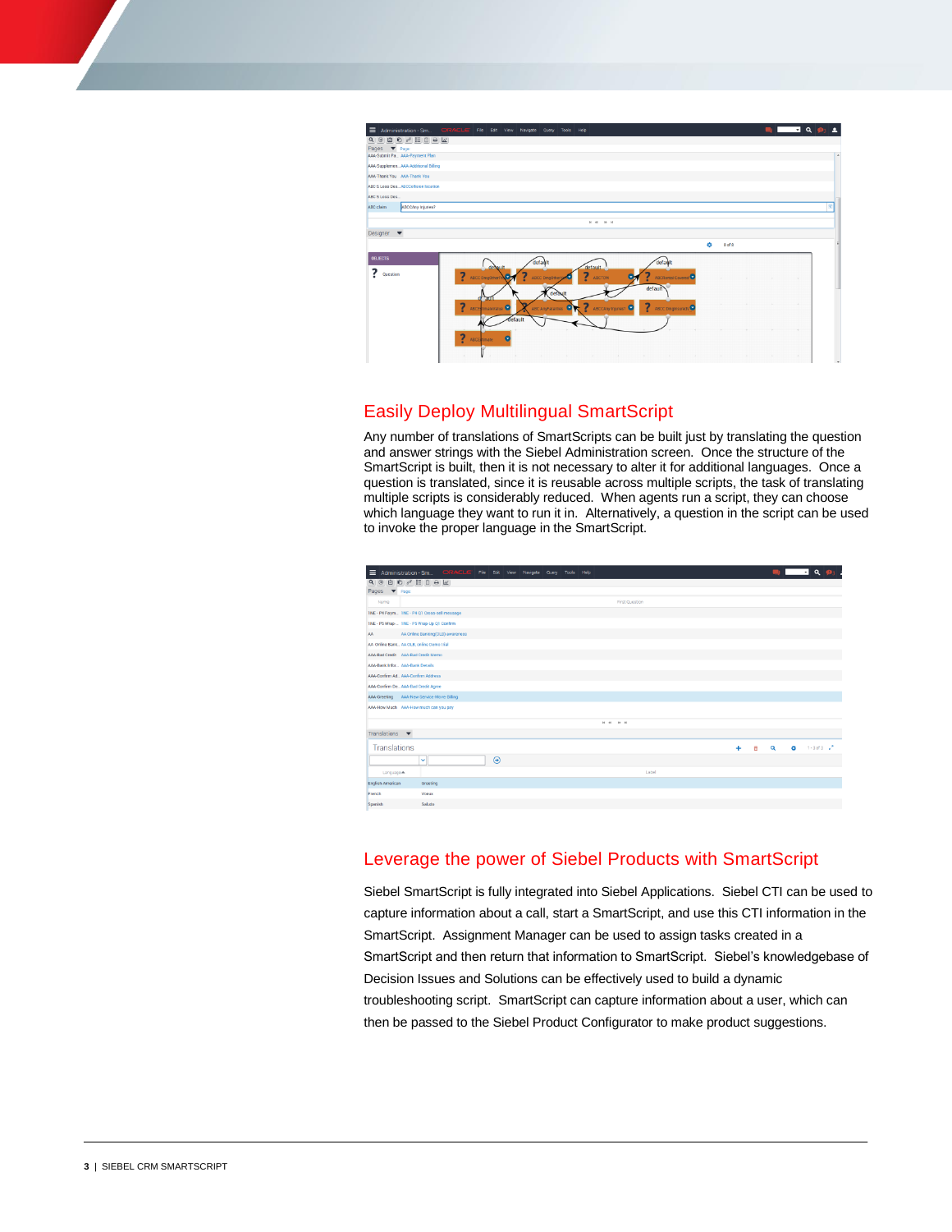## Easily Deploy Multilingual SmartScript

Any number of translations of SmartScripts can be built just by translating the question and answer strings with the Siebel Administration screen. Once the structure of the SmartScript is built, then it is not necessary to alter it for additional languages. Once a question is translated, since it is reusable across multiple scripts, the task of translating multiple scripts is considerably reduced. When agents run a script, they can choose which language they want to run it in. Alternatively, a question in the script can be used to invoke the proper language in the SmartScript.

## Leverage the power of Siebel Products with SmartScript

Siebel SmartScript is fully integrated into Siebel Applications. Siebel CTI can be used to capture information about a call, start a SmartScript, and use this CTI information in the SmartScript. Assignment Manager can be used to assign tasks created in a SmartScript and then return that information to SmartScript. Siebel's knowledgebase of Decision Issues and Solutions can be effectively used to build a dynamic troubleshooting script. SmartScript can capture information about a user, which can then be passed to the Siebel Product Configurator to make product suggestions.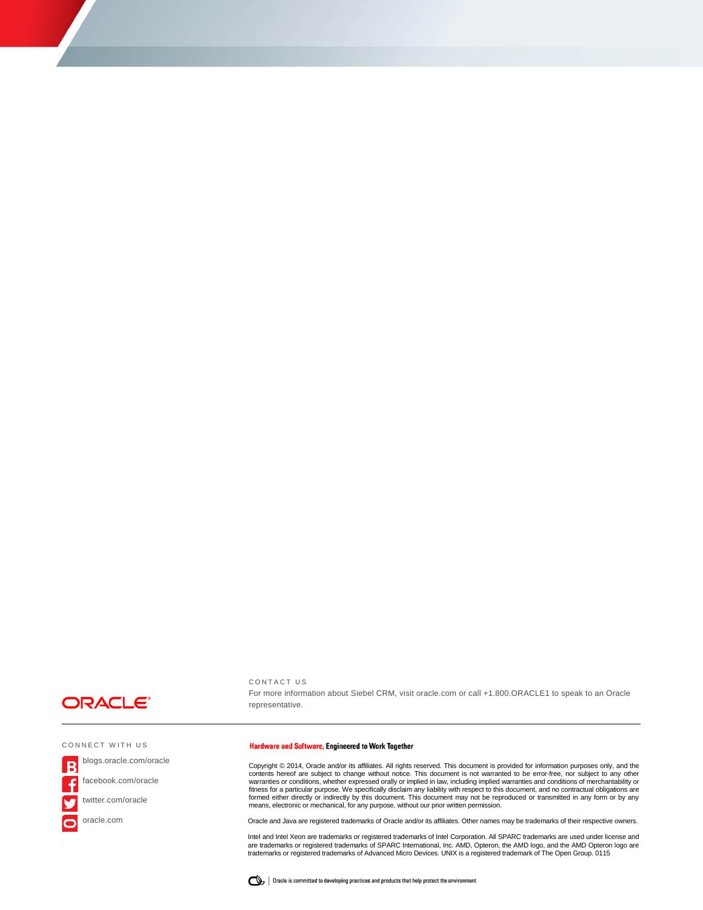ORACLE

CONTACT US

For more information about Siebel CRM, visit oracle.com or call +1.800.ORACLE1 to speak to an Oracle representative.

---

CONNECT WITH US

- blogs.oracle.com/oracle
- facebook.com/oracle
- twitter.com/oracle
- oracle.com

**Hardware and Software, Engineered to Work Together**

Copyright © 2014, Oracle and/or its affiliates. All rights reserved. This document is provided for information purposes only, and the contents hereof are subject to change without notice. This document is not warranted to be error-free, nor subject to any other warranties or conditions, whether expressed orally or implied in law, including implied warranties and conditions of merchantability or fitness for a particular purpose. We specifically disclaim any liability with respect to this document, and no contractual obligations are formed either directly or indirectly by this document. This document may not be reproduced or transmitted in any form or by any means, electronic or mechanical, for any purpose, without our prior written permission.

Oracle and Java are registered trademarks of Oracle and/or its affiliates. Other names may be trademarks of their respective owners.

Intel and Intel Xeon are trademarks or registered trademarks of Intel Corporation. All SPARC trademarks are used under license and are trademarks or registered trademarks of SPARC International, Inc. AMD, Opteron, the AMD logo, and the AMD Opteron logo are trademarks or registered trademarks of Advanced Micro Devices. UNIX is a registered trademark of The Open Group. 0115

Oracle is committed to developing practices and products that help protect the environment